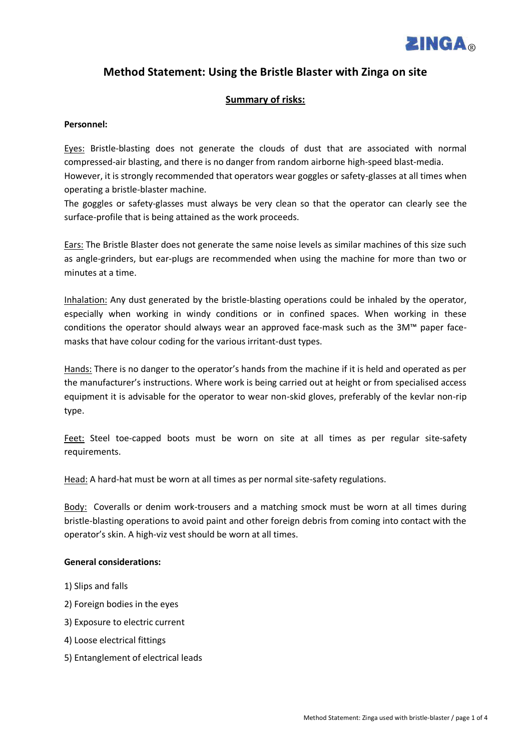# Method Statement: Using the Bristle Blaster with Zinga on site

## Summary of risks:

**Personnel:**

Eyes: Bristle-blasting does not generate the clouds of dust that are associated with normal compressed-air blasting, and there is no danger from random airborne high-speed blast-media. However, it is strongly recommended that operators wear goggles or safety-glasses at all times when operating a bristle-blaster machine.
The goggles or safety-glasses must always be very clean so that the operator can clearly see the surface-profile that is being attained as the work proceeds.

Ears: The Bristle Blaster does not generate the same noise levels as similar machines of this size such as angle-grinders, but ear-plugs are recommended when using the machine for more than two or minutes at a time.

Inhalation: Any dust generated by the bristle-blasting operations could be inhaled by the operator, especially when working in windy conditions or in confined spaces. When working in these conditions the operator should always wear an approved face-mask such as the 3M™ paper face-masks that have colour coding for the various irritant-dust types.

Hands: There is no danger to the operator's hands from the machine if it is held and operated as per the manufacturer's instructions. Where work is being carried out at height or from specialised access equipment it is advisable for the operator to wear non-skid gloves, preferably of the kevlar non-rip type.

Feet: Steel toe-capped boots must be worn on site at all times as per regular site-safety requirements.

Head: A hard-hat must be worn at all times as per normal site-safety regulations.

Body: Coveralls or denim work-trousers and a matching smock must be worn at all times during bristle-blasting operations to avoid paint and other foreign debris from coming into contact with the operator's skin. A high-viz vest should be worn at all times.

**General considerations:**

1) Slips and falls
2) Foreign bodies in the eyes
3) Exposure to electric current
4) Loose electrical fittings
5) Entanglement of electrical leads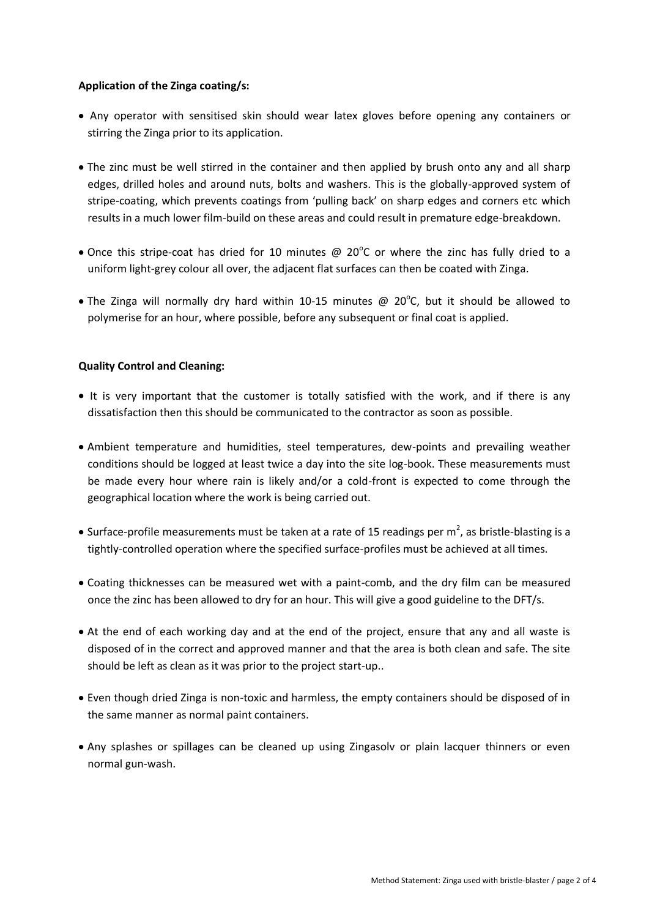**Application of the Zinga coating/s:**

- Any operator with sensitised skin should wear latex gloves before opening any containers or stirring the Zinga prior to its application.
- The zinc must be well stirred in the container and then applied by brush onto any and all sharp edges, drilled holes and around nuts, bolts and washers. This is the globally-approved system of stripe-coating, which prevents coatings from 'pulling back' on sharp edges and corners etc which results in a much lower film-build on these areas and could result in premature edge-breakdown.
- Once this stripe-coat has dried for 10 minutes @ 20°C or where the zinc has fully dried to a uniform light-grey colour all over, the adjacent flat surfaces can then be coated with Zinga.
- The Zinga will normally dry hard within 10-15 minutes @ 20°C, but it should be allowed to polymerise for an hour, where possible, before any subsequent or final coat is applied.

**Quality Control and Cleaning:**

- It is very important that the customer is totally satisfied with the work, and if there is any dissatisfaction then this should be communicated to the contractor as soon as possible.
- Ambient temperature and humidities, steel temperatures, dew-points and prevailing weather conditions should be logged at least twice a day into the site log-book. These measurements must be made every hour where rain is likely and/or a cold-front is expected to come through the geographical location where the work is being carried out.
- Surface-profile measurements must be taken at a rate of 15 readings per $m^2$, as bristle-blasting is a tightly-controlled operation where the specified surface-profiles must be achieved at all times.
- Coating thicknesses can be measured wet with a paint-comb, and the dry film can be measured once the zinc has been allowed to dry for an hour. This will give a good guideline to the DFT/s.
- At the end of each working day and at the end of the project, ensure that any and all waste is disposed of in the correct and approved manner and that the area is both clean and safe. The site should be left as clean as it was prior to the project start-up..
- Even though dried Zinga is non-toxic and harmless, the empty containers should be disposed of in the same manner as normal paint containers.
- Any splashes or spillages can be cleaned up using Zingasolv or plain lacquer thinners or even normal gun-wash.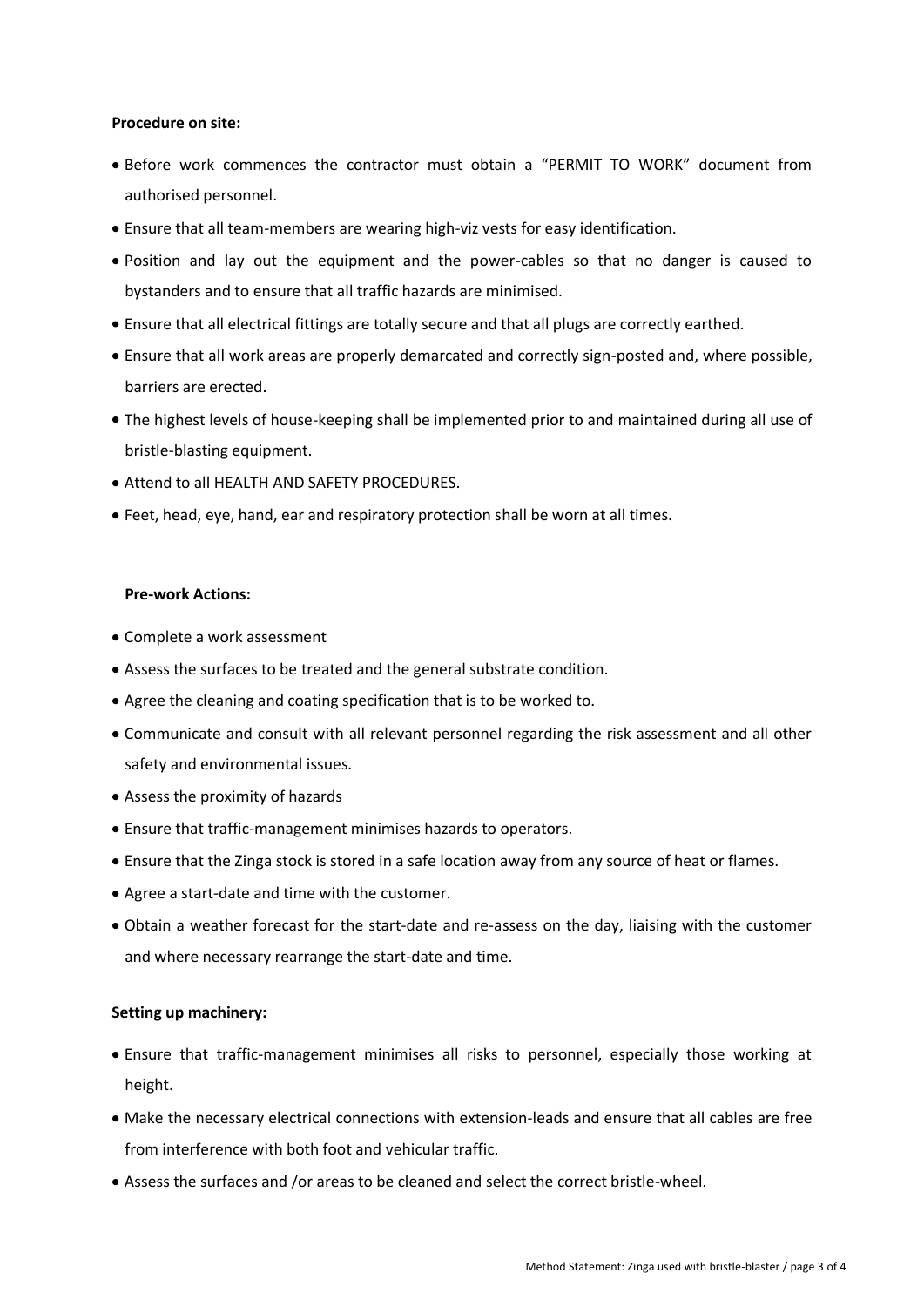**Procedure on site:**

- Before work commences the contractor must obtain a "PERMIT TO WORK" document from authorised personnel.
- Ensure that all team-members are wearing high-viz vests for easy identification.
- Position and lay out the equipment and the power-cables so that no danger is caused to bystanders and to ensure that all traffic hazards are minimised.
- Ensure that all electrical fittings are totally secure and that all plugs are correctly earthed.
- Ensure that all work areas are properly demarcated and correctly sign-posted and, where possible, barriers are erected.
- The highest levels of house-keeping shall be implemented prior to and maintained during all use of bristle-blasting equipment.
- Attend to all HEALTH AND SAFETY PROCEDURES.
- Feet, head, eye, hand, ear and respiratory protection shall be worn at all times.

**Pre-work Actions:**

- Complete a work assessment
- Assess the surfaces to be treated and the general substrate condition.
- Agree the cleaning and coating specification that is to be worked to.
- Communicate and consult with all relevant personnel regarding the risk assessment and all other safety and environmental issues.
- Assess the proximity of hazards
- Ensure that traffic-management minimises hazards to operators.
- Ensure that the Zinga stock is stored in a safe location away from any source of heat or flames.
- Agree a start-date and time with the customer.
- Obtain a weather forecast for the start-date and re-assess on the day, liaising with the customer and where necessary rearrange the start-date and time.

**Setting up machinery:**

- Ensure that traffic-management minimises all risks to personnel, especially those working at height.
- Make the necessary electrical connections with extension-leads and ensure that all cables are free from interference with both foot and vehicular traffic.
- Assess the surfaces and /or areas to be cleaned and select the correct bristle-wheel.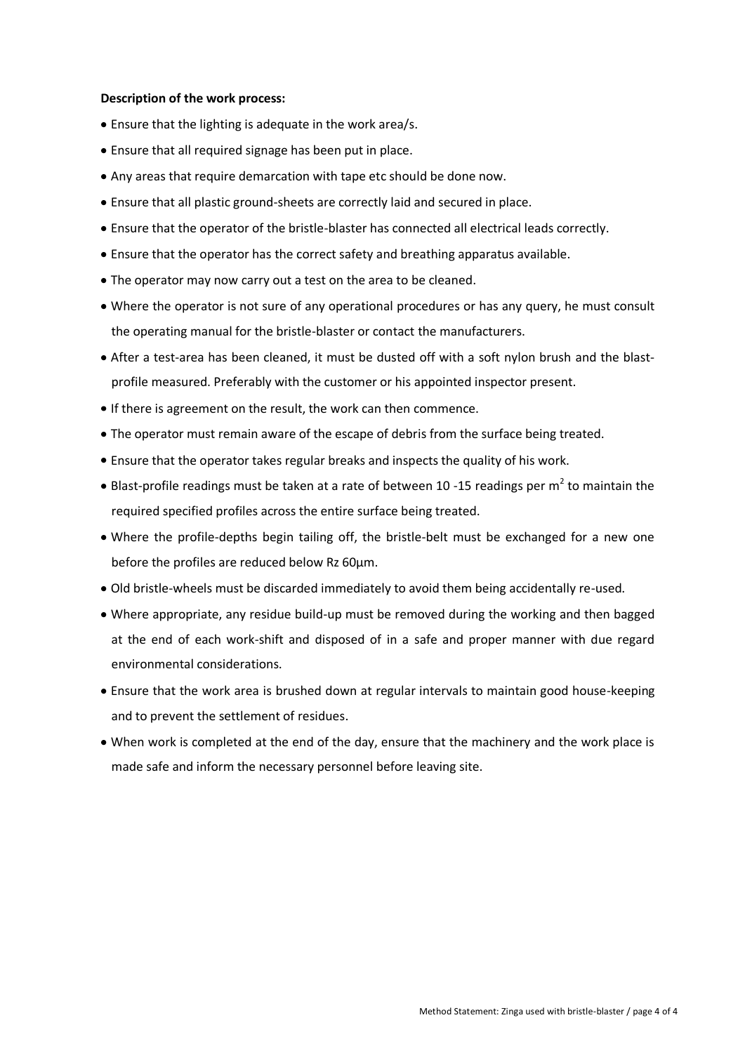**Description of the work process:**

- Ensure that the lighting is adequate in the work area/s.
- Ensure that all required signage has been put in place.
- Any areas that require demarcation with tape etc should be done now.
- Ensure that all plastic ground-sheets are correctly laid and secured in place.
- Ensure that the operator of the bristle-blaster has connected all electrical leads correctly.
- Ensure that the operator has the correct safety and breathing apparatus available.
- The operator may now carry out a test on the area to be cleaned.
- Where the operator is not sure of any operational procedures or has any query, he must consult the operating manual for the bristle-blaster or contact the manufacturers.
- After a test-area has been cleaned, it must be dusted off with a soft nylon brush and the blast-profile measured. Preferably with the customer or his appointed inspector present.
- If there is agreement on the result, the work can then commence.
- The operator must remain aware of the escape of debris from the surface being treated.
- Ensure that the operator takes regular breaks and inspects the quality of his work.
- Blast-profile readings must be taken at a rate of between 10 -15 readings per $m^2$ to maintain the required specified profiles across the entire surface being treated.
- Where the profile-depths begin tailing off, the bristle-belt must be exchanged for a new one before the profiles are reduced below Rz 60µm.
- Old bristle-wheels must be discarded immediately to avoid them being accidentally re-used.
- Where appropriate, any residue build-up must be removed during the working and then bagged at the end of each work-shift and disposed of in a safe and proper manner with due regard environmental considerations.
- Ensure that the work area is brushed down at regular intervals to maintain good house-keeping and to prevent the settlement of residues.
- When work is completed at the end of the day, ensure that the machinery and the work place is made safe and inform the necessary personnel before leaving site.